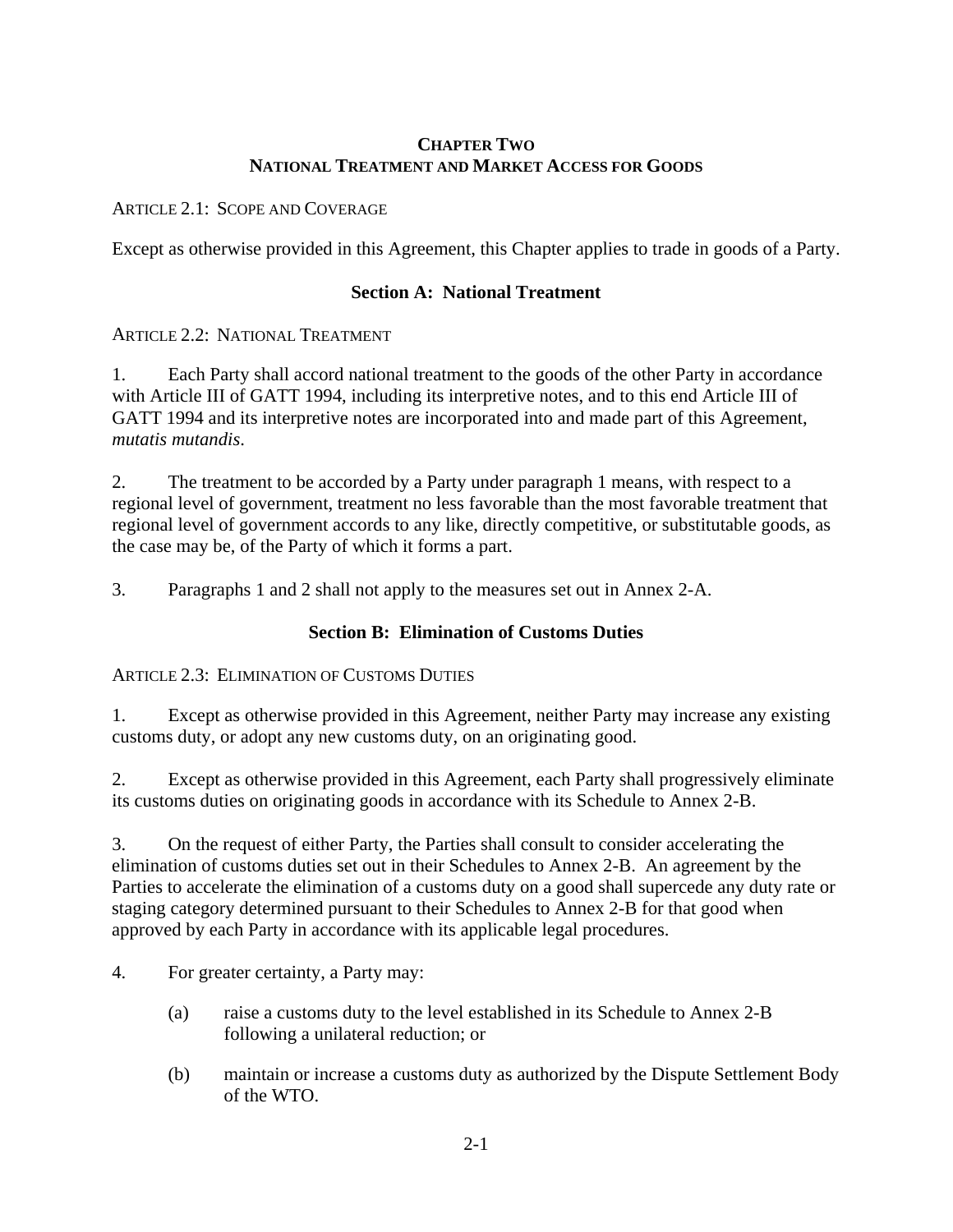# CHAPTER TWO
# NATIONAL TREATMENT AND MARKET ACCESS FOR GOODS

ARTICLE 2.1: SCOPE AND COVERAGE

Except as otherwise provided in this Agreement, this Chapter applies to trade in goods of a Party.

## Section A: National Treatment

ARTICLE 2.2: NATIONAL TREATMENT

1. Each Party shall accord national treatment to the goods of the other Party in accordance with Article III of GATT 1994, including its interpretive notes, and to this end Article III of GATT 1994 and its interpretive notes are incorporated into and made part of this Agreement, *mutatis mutandis*.

2. The treatment to be accorded by a Party under paragraph 1 means, with respect to a regional level of government, treatment no less favorable than the most favorable treatment that regional level of government accords to any like, directly competitive, or substitutable goods, as the case may be, of the Party of which it forms a part.

3. Paragraphs 1 and 2 shall not apply to the measures set out in Annex 2-A.

## Section B: Elimination of Customs Duties

ARTICLE 2.3: ELIMINATION OF CUSTOMS DUTIES

1. Except as otherwise provided in this Agreement, neither Party may increase any existing customs duty, or adopt any new customs duty, on an originating good.

2. Except as otherwise provided in this Agreement, each Party shall progressively eliminate its customs duties on originating goods in accordance with its Schedule to Annex 2-B.

3. On the request of either Party, the Parties shall consult to consider accelerating the elimination of customs duties set out in their Schedules to Annex 2-B. An agreement by the Parties to accelerate the elimination of a customs duty on a good shall supercede any duty rate or staging category determined pursuant to their Schedules to Annex 2-B for that good when approved by each Party in accordance with its applicable legal procedures.

4. For greater certainty, a Party may:

   (a) raise a customs duty to the level established in its Schedule to Annex 2-B following a unilateral reduction; or

   (b) maintain or increase a customs duty as authorized by the Dispute Settlement Body of the WTO.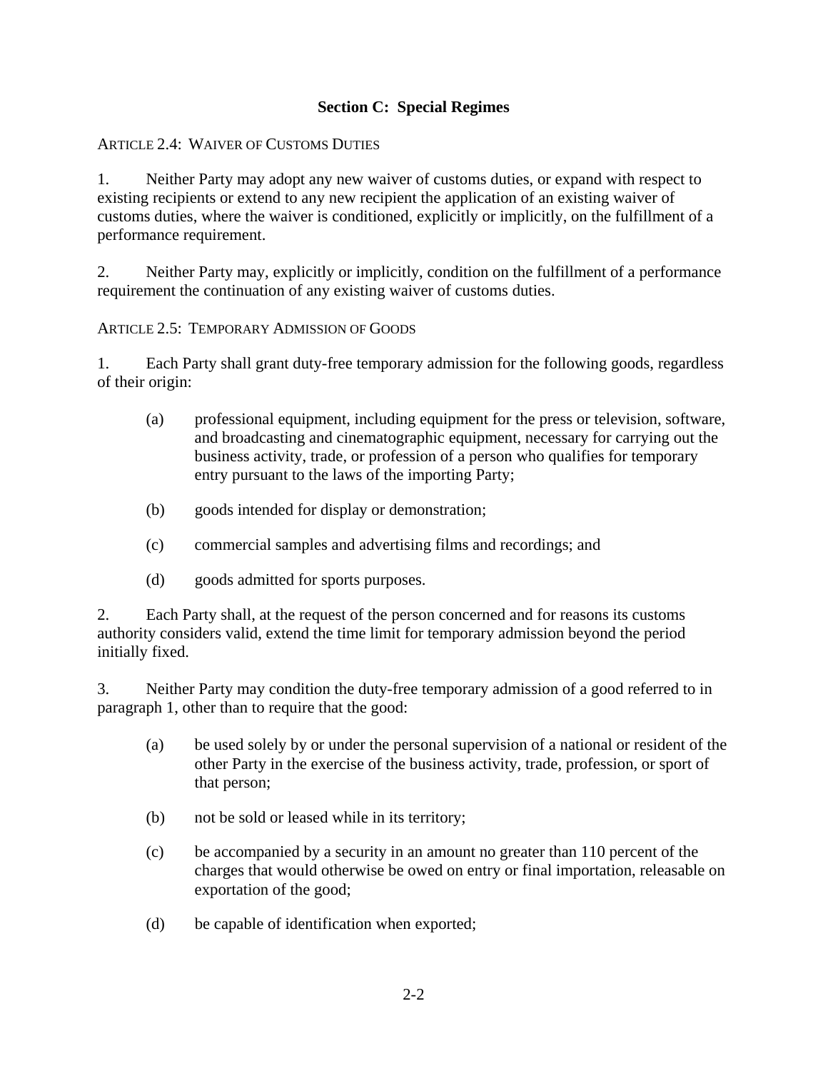## Section C: Special Regimes

ARTICLE 2.4: WAIVER OF CUSTOMS DUTIES

1. Neither Party may adopt any new waiver of customs duties, or expand with respect to existing recipients or extend to any new recipient the application of an existing waiver of customs duties, where the waiver is conditioned, explicitly or implicitly, on the fulfillment of a performance requirement.

2. Neither Party may, explicitly or implicitly, condition on the fulfillment of a performance requirement the continuation of any existing waiver of customs duties.

ARTICLE 2.5: TEMPORARY ADMISSION OF GOODS

1. Each Party shall grant duty-free temporary admission for the following goods, regardless of their origin:

   (a) professional equipment, including equipment for the press or television, software, and broadcasting and cinematographic equipment, necessary for carrying out the business activity, trade, or profession of a person who qualifies for temporary entry pursuant to the laws of the importing Party;

   (b) goods intended for display or demonstration;

   (c) commercial samples and advertising films and recordings; and

   (d) goods admitted for sports purposes.

2. Each Party shall, at the request of the person concerned and for reasons its customs authority considers valid, extend the time limit for temporary admission beyond the period initially fixed.

3. Neither Party may condition the duty-free temporary admission of a good referred to in paragraph 1, other than to require that the good:

   (a) be used solely by or under the personal supervision of a national or resident of the other Party in the exercise of the business activity, trade, profession, or sport of that person;

   (b) not be sold or leased while in its territory;

   (c) be accompanied by a security in an amount no greater than 110 percent of the charges that would otherwise be owed on entry or final importation, releasable on exportation of the good;

   (d) be capable of identification when exported;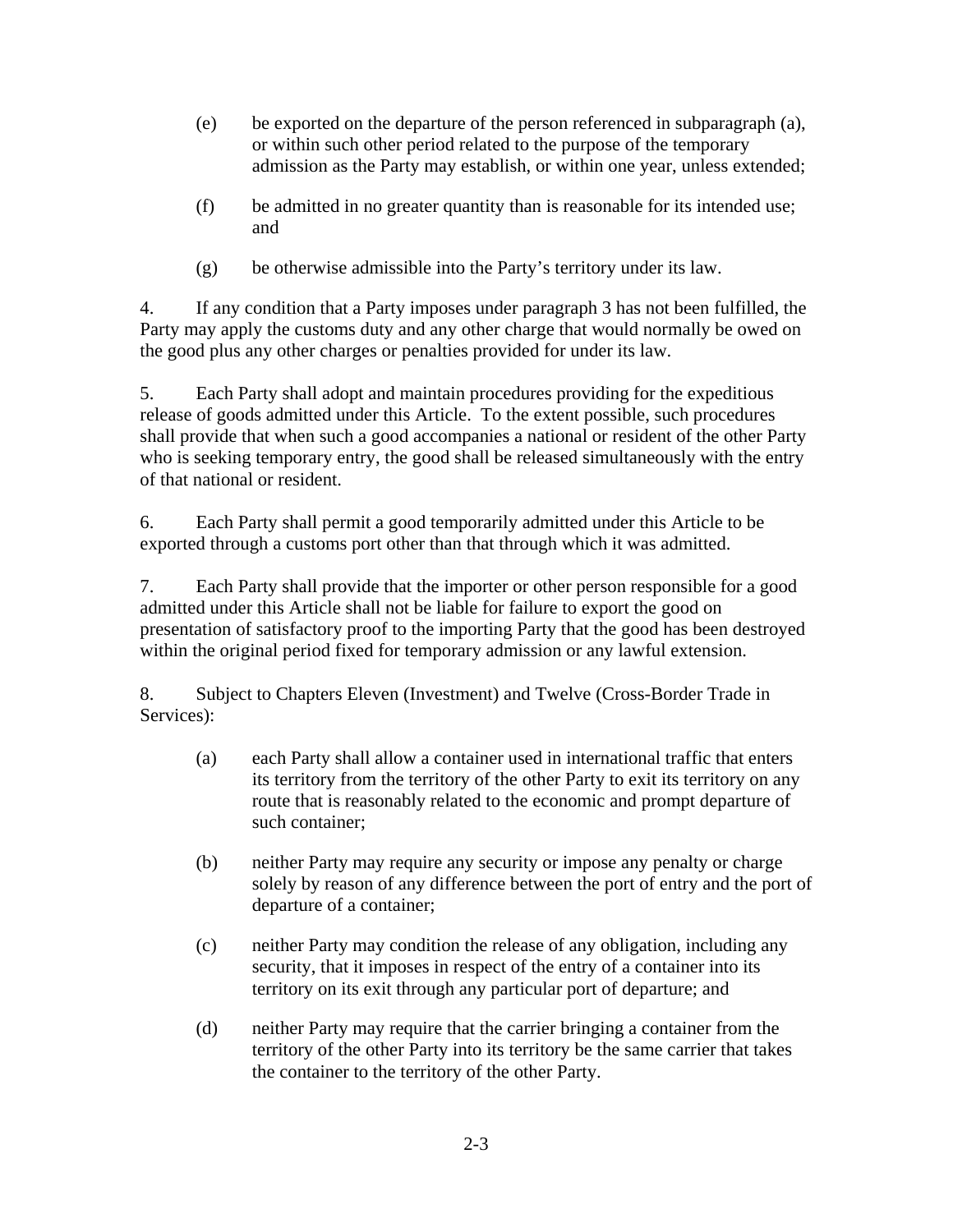(e) be exported on the departure of the person referenced in subparagraph (a), or within such other period related to the purpose of the temporary admission as the Party may establish, or within one year, unless extended;

(f) be admitted in no greater quantity than is reasonable for its intended use; and

(g) be otherwise admissible into the Party's territory under its law.

4. If any condition that a Party imposes under paragraph 3 has not been fulfilled, the Party may apply the customs duty and any other charge that would normally be owed on the good plus any other charges or penalties provided for under its law.

5. Each Party shall adopt and maintain procedures providing for the expeditious release of goods admitted under this Article. To the extent possible, such procedures shall provide that when such a good accompanies a national or resident of the other Party who is seeking temporary entry, the good shall be released simultaneously with the entry of that national or resident.

6. Each Party shall permit a good temporarily admitted under this Article to be exported through a customs port other than that through which it was admitted.

7. Each Party shall provide that the importer or other person responsible for a good admitted under this Article shall not be liable for failure to export the good on presentation of satisfactory proof to the importing Party that the good has been destroyed within the original period fixed for temporary admission or any lawful extension.

8. Subject to Chapters Eleven (Investment) and Twelve (Cross-Border Trade in Services):

(a) each Party shall allow a container used in international traffic that enters its territory from the territory of the other Party to exit its territory on any route that is reasonably related to the economic and prompt departure of such container;

(b) neither Party may require any security or impose any penalty or charge solely by reason of any difference between the port of entry and the port of departure of a container;

(c) neither Party may condition the release of any obligation, including any security, that it imposes in respect of the entry of a container into its territory on its exit through any particular port of departure; and

(d) neither Party may require that the carrier bringing a container from the territory of the other Party into its territory be the same carrier that takes the container to the territory of the other Party.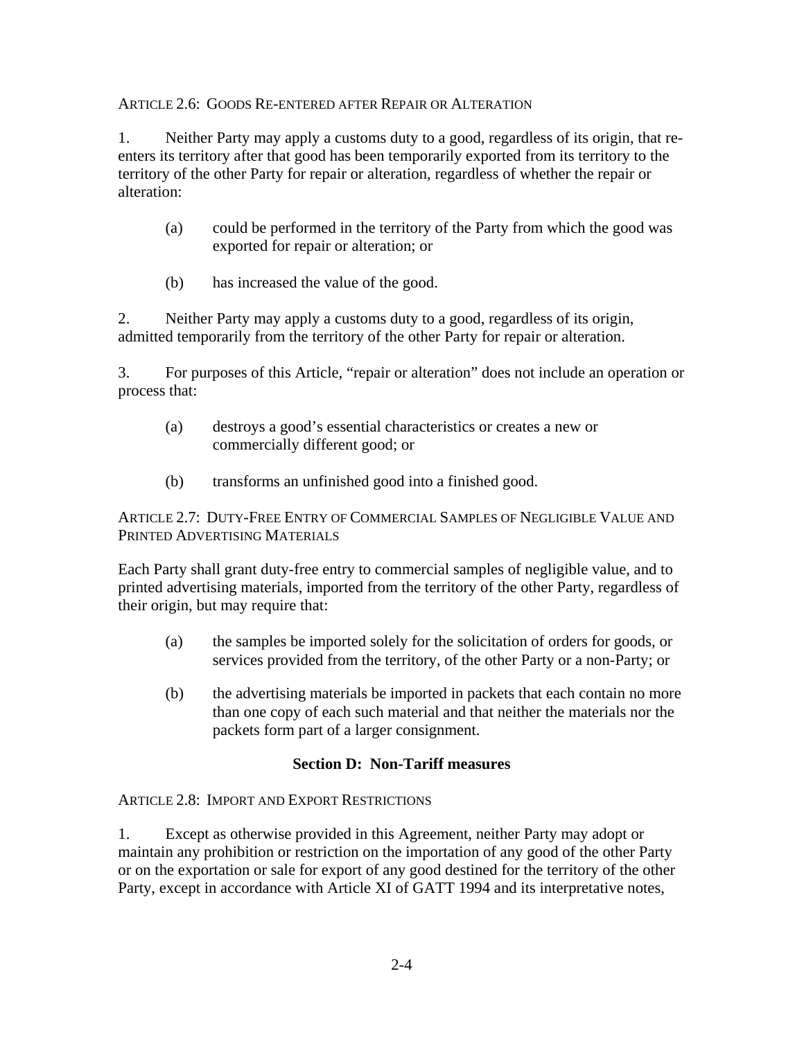ARTICLE 2.6: GOODS RE-ENTERED AFTER REPAIR OR ALTERATION

1. Neither Party may apply a customs duty to a good, regardless of its origin, that re-enters its territory after that good has been temporarily exported from its territory to the territory of the other Party for repair or alteration, regardless of whether the repair or alteration:

   (a) could be performed in the territory of the Party from which the good was exported for repair or alteration; or

   (b) has increased the value of the good.

2. Neither Party may apply a customs duty to a good, regardless of its origin, admitted temporarily from the territory of the other Party for repair or alteration.

3. For purposes of this Article, "repair or alteration" does not include an operation or process that:

   (a) destroys a good's essential characteristics or creates a new or commercially different good; or

   (b) transforms an unfinished good into a finished good.

ARTICLE 2.7: DUTY-FREE ENTRY OF COMMERCIAL SAMPLES OF NEGLIGIBLE VALUE AND PRINTED ADVERTISING MATERIALS

Each Party shall grant duty-free entry to commercial samples of negligible value, and to printed advertising materials, imported from the territory of the other Party, regardless of their origin, but may require that:

   (a) the samples be imported solely for the solicitation of orders for goods, or services provided from the territory, of the other Party or a non-Party; or

   (b) the advertising materials be imported in packets that each contain no more than one copy of each such material and that neither the materials nor the packets form part of a larger consignment.

## Section D: Non-Tariff measures

ARTICLE 2.8: IMPORT AND EXPORT RESTRICTIONS

1. Except as otherwise provided in this Agreement, neither Party may adopt or maintain any prohibition or restriction on the importation of any good of the other Party or on the exportation or sale for export of any good destined for the territory of the other Party, except in accordance with Article XI of GATT 1994 and its interpretative notes,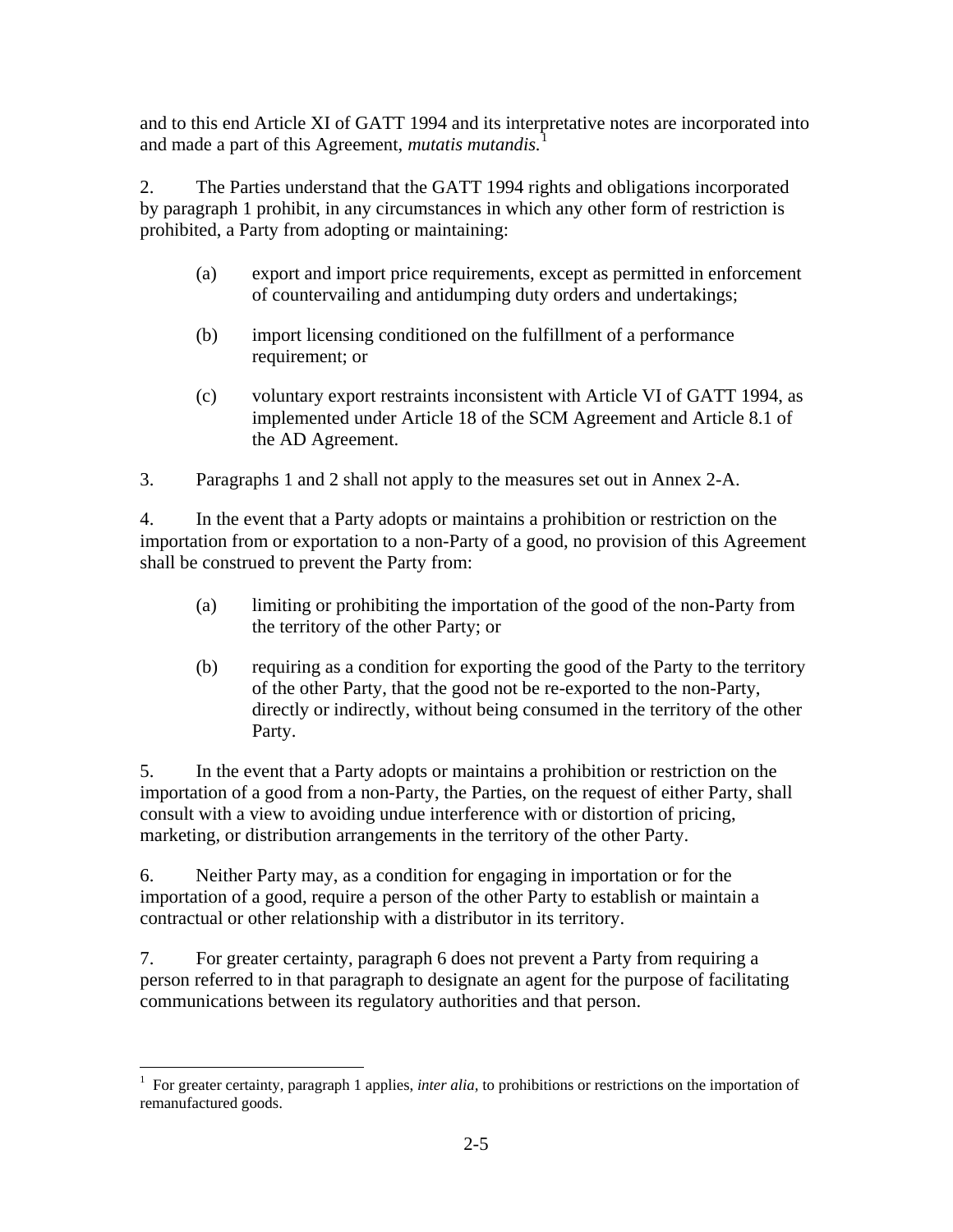and to this end Article XI of GATT 1994 and its interpretative notes are incorporated into and made a part of this Agreement, *mutatis mutandis*.[1]

2. The Parties understand that the GATT 1994 rights and obligations incorporated by paragraph 1 prohibit, in any circumstances in which any other form of restriction is prohibited, a Party from adopting or maintaining:

(a) export and import price requirements, except as permitted in enforcement of countervailing and antidumping duty orders and undertakings;

(b) import licensing conditioned on the fulfillment of a performance requirement; or

(c) voluntary export restraints inconsistent with Article VI of GATT 1994, as implemented under Article 18 of the SCM Agreement and Article 8.1 of the AD Agreement.

3. Paragraphs 1 and 2 shall not apply to the measures set out in Annex 2-A.

4. In the event that a Party adopts or maintains a prohibition or restriction on the importation from or exportation to a non-Party of a good, no provision of this Agreement shall be construed to prevent the Party from:

(a) limiting or prohibiting the importation of the good of the non-Party from the territory of the other Party; or

(b) requiring as a condition for exporting the good of the Party to the territory of the other Party, that the good not be re-exported to the non-Party, directly or indirectly, without being consumed in the territory of the other Party.

5. In the event that a Party adopts or maintains a prohibition or restriction on the importation of a good from a non-Party, the Parties, on the request of either Party, shall consult with a view to avoiding undue interference with or distortion of pricing, marketing, or distribution arrangements in the territory of the other Party.

6. Neither Party may, as a condition for engaging in importation or for the importation of a good, require a person of the other Party to establish or maintain a contractual or other relationship with a distributor in its territory.

7. For greater certainty, paragraph 6 does not prevent a Party from requiring a person referred to in that paragraph to designate an agent for the purpose of facilitating communications between its regulatory authorities and that person.

---

[1] For greater certainty, paragraph 1 applies, *inter alia,* to prohibitions or restrictions on the importation of remanufactured goods.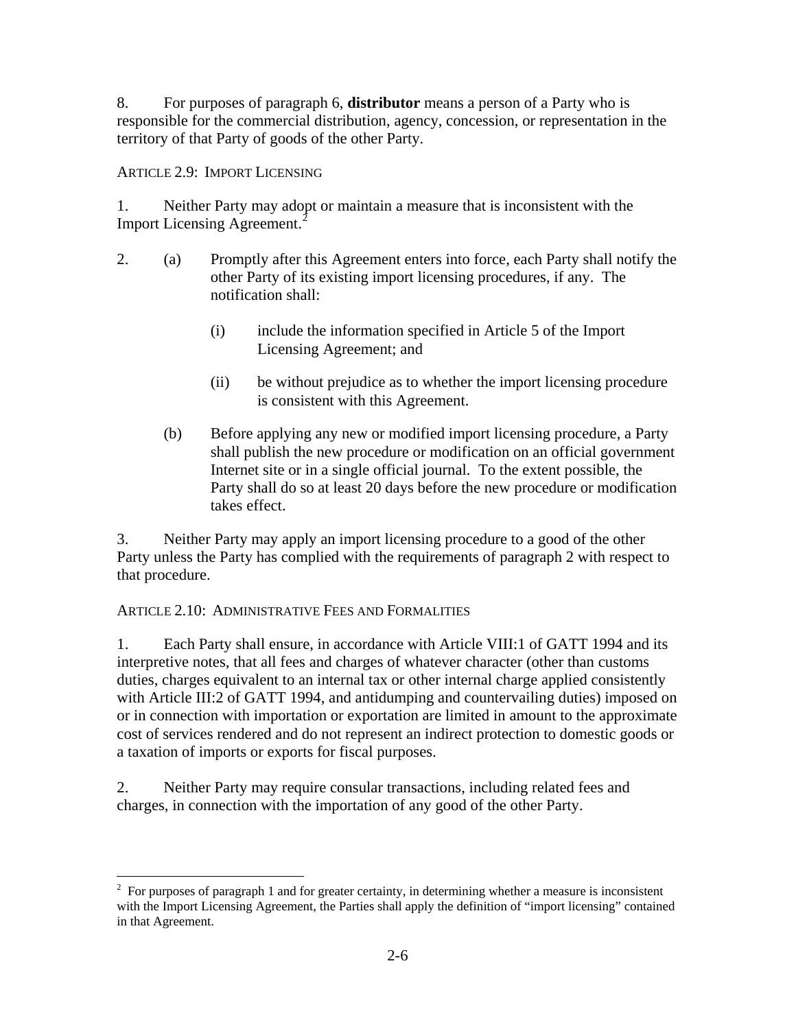8. For purposes of paragraph 6, **distributor** means a person of a Party who is responsible for the commercial distribution, agency, concession, or representation in the territory of that Party of goods of the other Party.

ARTICLE 2.9: IMPORT LICENSING

1. Neither Party may adopt or maintain a measure that is inconsistent with the Import Licensing Agreement.[2]

2. (a) Promptly after this Agreement enters into force, each Party shall notify the other Party of its existing import licensing procedures, if any. The notification shall:

    (i) include the information specified in Article 5 of the Import Licensing Agreement; and

    (ii) be without prejudice as to whether the import licensing procedure is consistent with this Agreement.

   (b) Before applying any new or modified import licensing procedure, a Party shall publish the new procedure or modification on an official government Internet site or in a single official journal. To the extent possible, the Party shall do so at least 20 days before the new procedure or modification takes effect.

3. Neither Party may apply an import licensing procedure to a good of the other Party unless the Party has complied with the requirements of paragraph 2 with respect to that procedure.

ARTICLE 2.10: ADMINISTRATIVE FEES AND FORMALITIES

1. Each Party shall ensure, in accordance with Article VIII:1 of GATT 1994 and its interpretive notes, that all fees and charges of whatever character (other than customs duties, charges equivalent to an internal tax or other internal charge applied consistently with Article III:2 of GATT 1994, and antidumping and countervailing duties) imposed on or in connection with importation or exportation are limited in amount to the approximate cost of services rendered and do not represent an indirect protection to domestic goods or a taxation of imports or exports for fiscal purposes.

2. Neither Party may require consular transactions, including related fees and charges, in connection with the importation of any good of the other Party.

---

[2] For purposes of paragraph 1 and for greater certainty, in determining whether a measure is inconsistent with the Import Licensing Agreement, the Parties shall apply the definition of "import licensing" contained in that Agreement.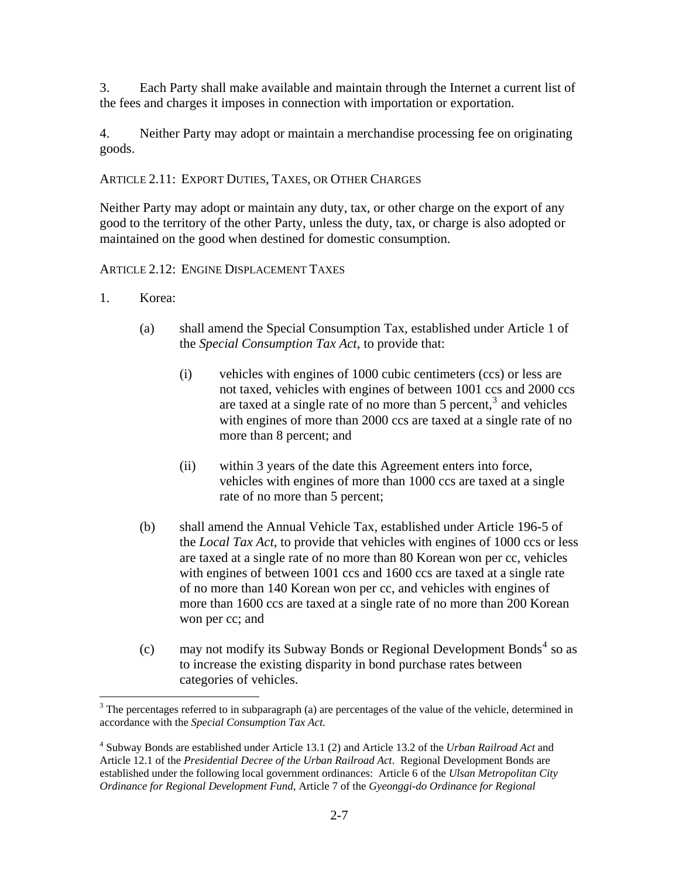3. Each Party shall make available and maintain through the Internet a current list of the fees and charges it imposes in connection with importation or exportation.

4. Neither Party may adopt or maintain a merchandise processing fee on originating goods.

ARTICLE 2.11: EXPORT DUTIES, TAXES, OR OTHER CHARGES

Neither Party may adopt or maintain any duty, tax, or other charge on the export of any good to the territory of the other Party, unless the duty, tax, or charge is also adopted or maintained on the good when destined for domestic consumption.

ARTICLE 2.12: ENGINE DISPLACEMENT TAXES

1. Korea:

   (a) shall amend the Special Consumption Tax, established under Article 1 of the *Special Consumption Tax Act*, to provide that:

      (i) vehicles with engines of 1000 cubic centimeters (ccs) or less are not taxed, vehicles with engines of between 1001 ccs and 2000 ccs are taxed at a single rate of no more than 5 percent,[3] and vehicles with engines of more than 2000 ccs are taxed at a single rate of no more than 8 percent; and

      (ii) within 3 years of the date this Agreement enters into force, vehicles with engines of more than 1000 ccs are taxed at a single rate of no more than 5 percent;

   (b) shall amend the Annual Vehicle Tax, established under Article 196-5 of the *Local Tax Act*, to provide that vehicles with engines of 1000 ccs or less are taxed at a single rate of no more than 80 Korean won per cc, vehicles with engines of between 1001 ccs and 1600 ccs are taxed at a single rate of no more than 140 Korean won per cc, and vehicles with engines of more than 1600 ccs are taxed at a single rate of no more than 200 Korean won per cc; and

   (c) may not modify its Subway Bonds or Regional Development Bonds[4] so as to increase the existing disparity in bond purchase rates between categories of vehicles.

---

[3] The percentages referred to in subparagraph (a) are percentages of the value of the vehicle, determined in accordance with the *Special Consumption Tax Act*.

[4] Subway Bonds are established under Article 13.1 (2) and Article 13.2 of the *Urban Railroad Act* and Article 12.1 of the *Presidential Decree of the Urban Railroad Act*. Regional Development Bonds are established under the following local government ordinances: Article 6 of the *Ulsan Metropolitan City Ordinance for Regional Development Fund*, Article 7 of the *Gyeonggi-do Ordinance for Regional*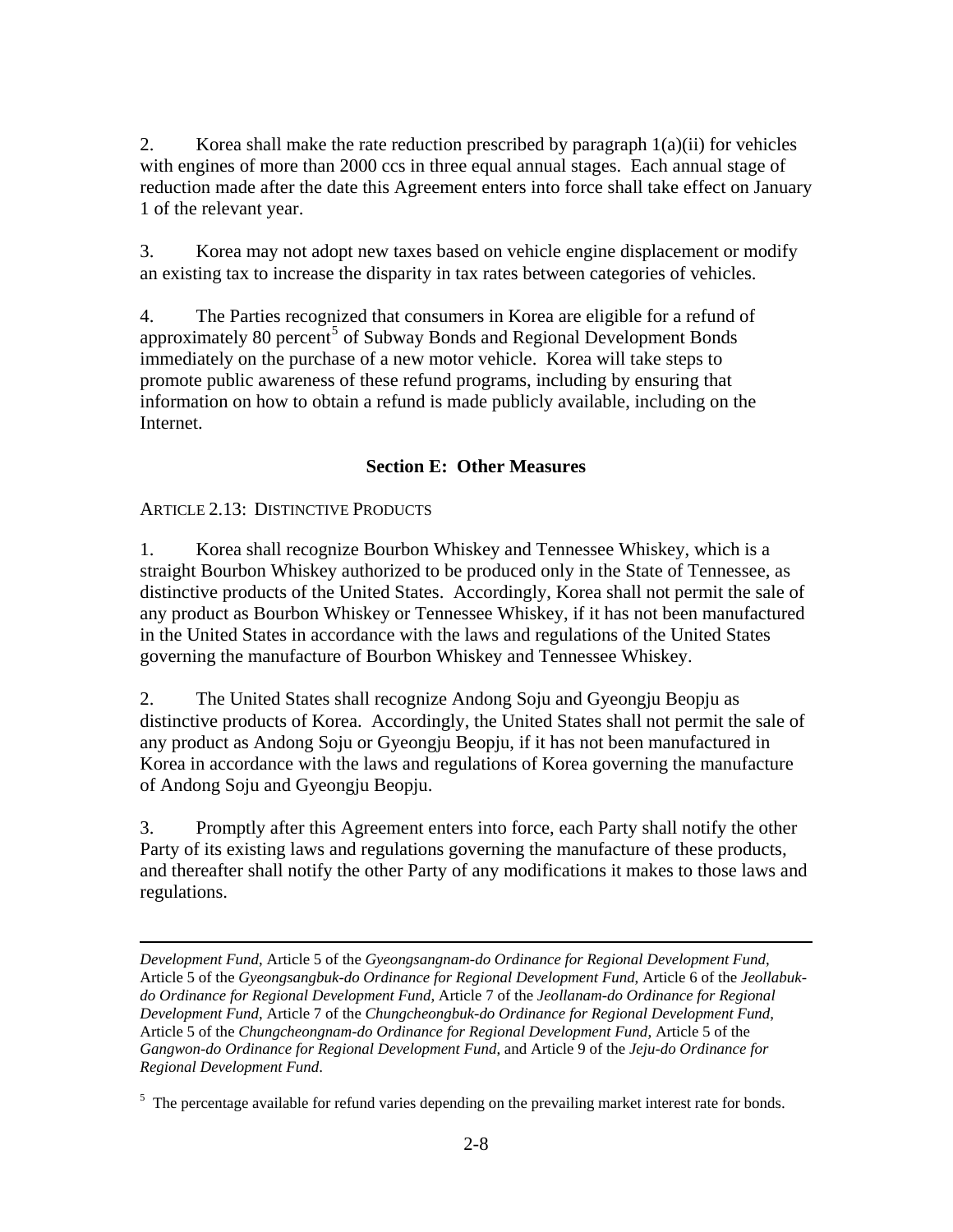2. Korea shall make the rate reduction prescribed by paragraph 1(a)(ii) for vehicles with engines of more than 2000 ccs in three equal annual stages. Each annual stage of reduction made after the date this Agreement enters into force shall take effect on January 1 of the relevant year.

3. Korea may not adopt new taxes based on vehicle engine displacement or modify an existing tax to increase the disparity in tax rates between categories of vehicles.

4. The Parties recognized that consumers in Korea are eligible for a refund of approximately 80 percent[5] of Subway Bonds and Regional Development Bonds immediately on the purchase of a new motor vehicle. Korea will take steps to promote public awareness of these refund programs, including by ensuring that information on how to obtain a refund is made publicly available, including on the Internet.

### Section E: Other Measures

ARTICLE 2.13: DISTINCTIVE PRODUCTS

1. Korea shall recognize Bourbon Whiskey and Tennessee Whiskey, which is a straight Bourbon Whiskey authorized to be produced only in the State of Tennessee, as distinctive products of the United States. Accordingly, Korea shall not permit the sale of any product as Bourbon Whiskey or Tennessee Whiskey, if it has not been manufactured in the United States in accordance with the laws and regulations of the United States governing the manufacture of Bourbon Whiskey and Tennessee Whiskey.

2. The United States shall recognize Andong Soju and Gyeongju Beopju as distinctive products of Korea. Accordingly, the United States shall not permit the sale of any product as Andong Soju or Gyeongju Beopju, if it has not been manufactured in Korea in accordance with the laws and regulations of Korea governing the manufacture of Andong Soju and Gyeongju Beopju.

3. Promptly after this Agreement enters into force, each Party shall notify the other Party of its existing laws and regulations governing the manufacture of these products, and thereafter shall notify the other Party of any modifications it makes to those laws and regulations.

---

*Development Fund*, Article 5 of the *Gyeongsangnam-do Ordinance for Regional Development Fund*, Article 5 of the *Gyeongsangbuk-do Ordinance for Regional Development Fund*, Article 6 of the *Jeollabuk-do Ordinance for Regional Development Fund*, Article 7 of the *Jeollanam-do Ordinance for Regional Development Fund*, Article 7 of the *Chungcheongbuk-do Ordinance for Regional Development Fund*, Article 5 of the *Chungcheongnam-do Ordinance for Regional Development Fund*, Article 5 of the *Gangwon-do Ordinance for Regional Development Fund*, and Article 9 of the *Jeju-do Ordinance for Regional Development Fund*.

[5] The percentage available for refund varies depending on the prevailing market interest rate for bonds.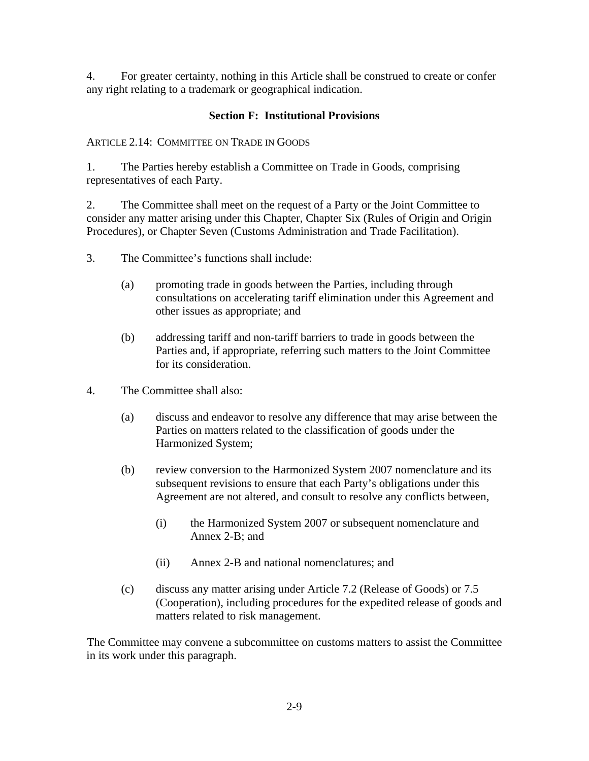4. For greater certainty, nothing in this Article shall be construed to create or confer any right relating to a trademark or geographical indication.

## Section F: Institutional Provisions

### ARTICLE 2.14: COMMITTEE ON TRADE IN GOODS

1. The Parties hereby establish a Committee on Trade in Goods, comprising representatives of each Party.

2. The Committee shall meet on the request of a Party or the Joint Committee to consider any matter arising under this Chapter, Chapter Six (Rules of Origin and Origin Procedures), or Chapter Seven (Customs Administration and Trade Facilitation).

3. The Committee's functions shall include:

   (a) promoting trade in goods between the Parties, including through consultations on accelerating tariff elimination under this Agreement and other issues as appropriate; and

   (b) addressing tariff and non-tariff barriers to trade in goods between the Parties and, if appropriate, referring such matters to the Joint Committee for its consideration.

4. The Committee shall also:

   (a) discuss and endeavor to resolve any difference that may arise between the Parties on matters related to the classification of goods under the Harmonized System;

   (b) review conversion to the Harmonized System 2007 nomenclature and its subsequent revisions to ensure that each Party's obligations under this Agreement are not altered, and consult to resolve any conflicts between,

      (i) the Harmonized System 2007 or subsequent nomenclature and Annex 2-B; and

      (ii) Annex 2-B and national nomenclatures; and

   (c) discuss any matter arising under Article 7.2 (Release of Goods) or 7.5 (Cooperation), including procedures for the expedited release of goods and matters related to risk management.

The Committee may convene a subcommittee on customs matters to assist the Committee in its work under this paragraph.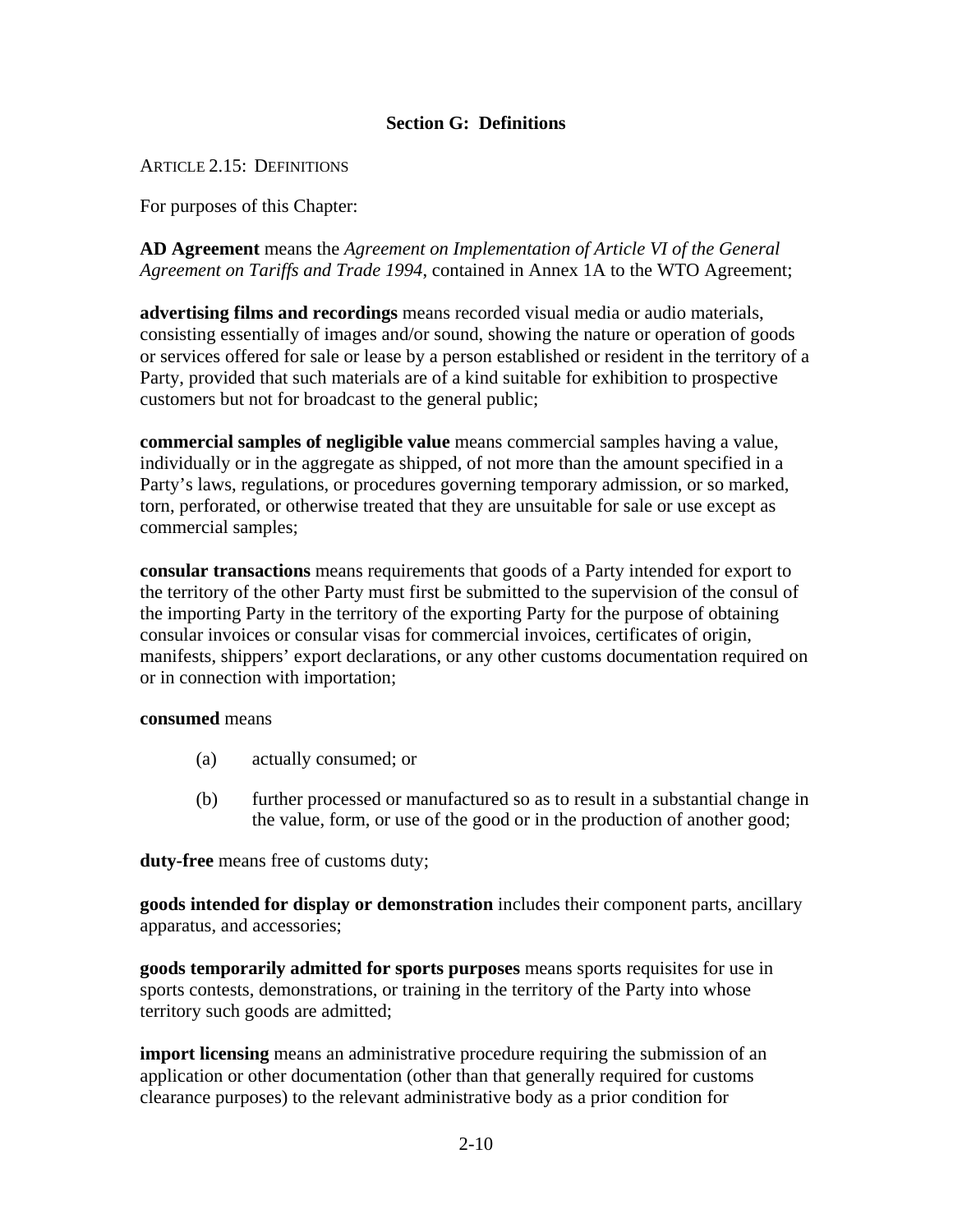## Section G: Definitions

ARTICLE 2.15: DEFINITIONS

For purposes of this Chapter:

**AD Agreement** means the *Agreement on Implementation of Article VI of the General Agreement on Tariffs and Trade 1994*, contained in Annex 1A to the WTO Agreement;

**advertising films and recordings** means recorded visual media or audio materials, consisting essentially of images and/or sound, showing the nature or operation of goods or services offered for sale or lease by a person established or resident in the territory of a Party, provided that such materials are of a kind suitable for exhibition to prospective customers but not for broadcast to the general public;

**commercial samples of negligible value** means commercial samples having a value, individually or in the aggregate as shipped, of not more than the amount specified in a Party's laws, regulations, or procedures governing temporary admission, or so marked, torn, perforated, or otherwise treated that they are unsuitable for sale or use except as commercial samples;

**consular transactions** means requirements that goods of a Party intended for export to the territory of the other Party must first be submitted to the supervision of the consul of the importing Party in the territory of the exporting Party for the purpose of obtaining consular invoices or consular visas for commercial invoices, certificates of origin, manifests, shippers' export declarations, or any other customs documentation required on or in connection with importation;

**consumed** means

(a) actually consumed; or

(b) further processed or manufactured so as to result in a substantial change in the value, form, or use of the good or in the production of another good;

**duty-free** means free of customs duty;

**goods intended for display or demonstration** includes their component parts, ancillary apparatus, and accessories;

**goods temporarily admitted for sports purposes** means sports requisites for use in sports contests, demonstrations, or training in the territory of the Party into whose territory such goods are admitted;

**import licensing** means an administrative procedure requiring the submission of an application or other documentation (other than that generally required for customs clearance purposes) to the relevant administrative body as a prior condition for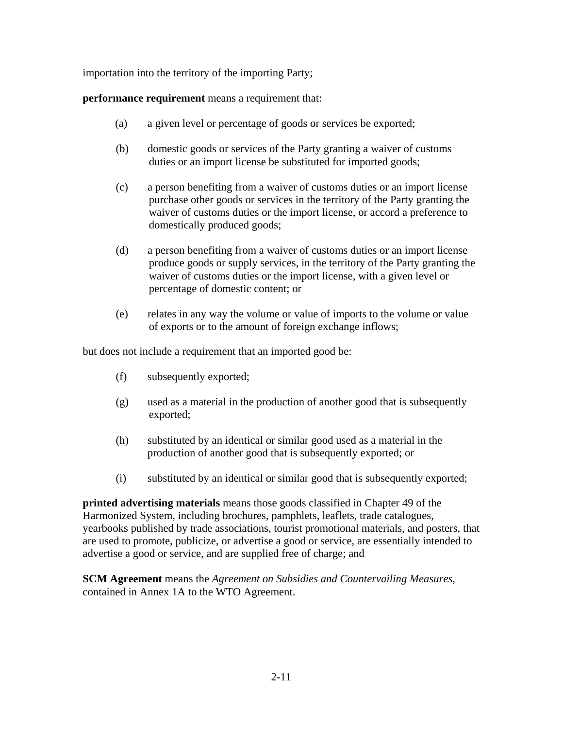importation into the territory of the importing Party;

**performance requirement** means a requirement that:

(a) a given level or percentage of goods or services be exported;

(b) domestic goods or services of the Party granting a waiver of customs duties or an import license be substituted for imported goods;

(c) a person benefiting from a waiver of customs duties or an import license purchase other goods or services in the territory of the Party granting the waiver of customs duties or the import license, or accord a preference to domestically produced goods;

(d) a person benefiting from a waiver of customs duties or an import license produce goods or supply services, in the territory of the Party granting the waiver of customs duties or the import license, with a given level or percentage of domestic content; or

(e) relates in any way the volume or value of imports to the volume or value of exports or to the amount of foreign exchange inflows;

but does not include a requirement that an imported good be:

(f) subsequently exported;

(g) used as a material in the production of another good that is subsequently exported;

(h) substituted by an identical or similar good used as a material in the production of another good that is subsequently exported; or

(i) substituted by an identical or similar good that is subsequently exported;

**printed advertising materials** means those goods classified in Chapter 49 of the Harmonized System, including brochures, pamphlets, leaflets, trade catalogues, yearbooks published by trade associations, tourist promotional materials, and posters, that are used to promote, publicize, or advertise a good or service, are essentially intended to advertise a good or service, and are supplied free of charge; and

**SCM Agreement** means the *Agreement on Subsidies and Countervailing Measures*, contained in Annex 1A to the WTO Agreement.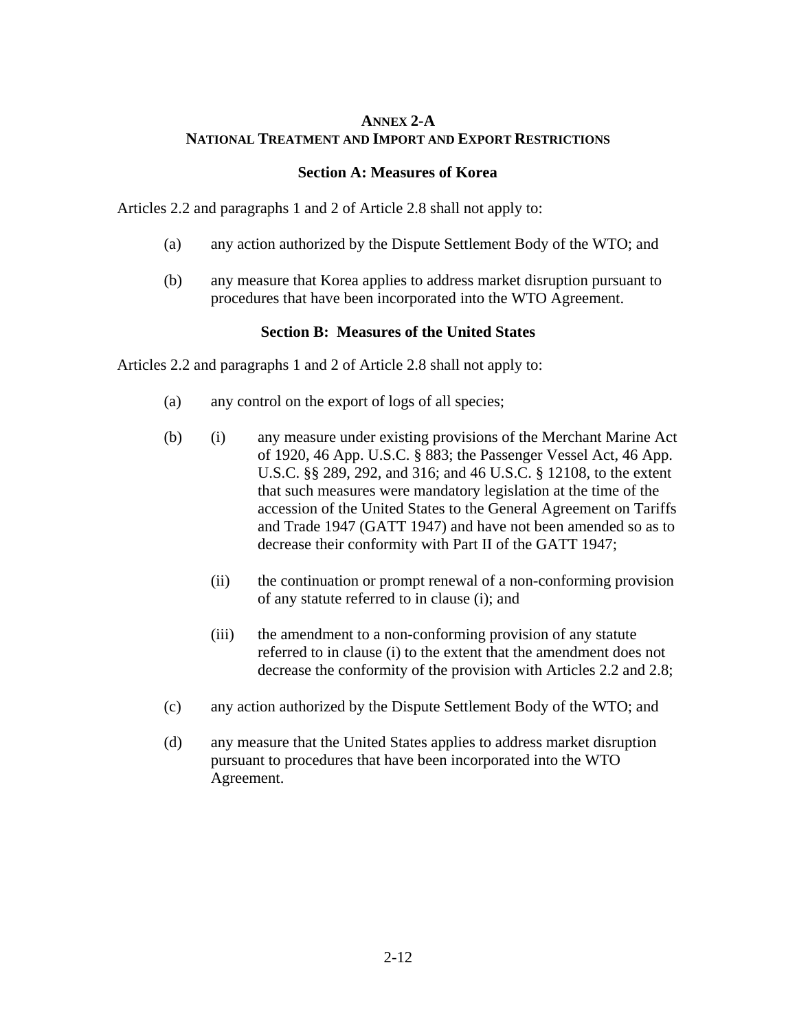# ANNEX 2-A
# NATIONAL TREATMENT AND IMPORT AND EXPORT RESTRICTIONS

## Section A: Measures of Korea

Articles 2.2 and paragraphs 1 and 2 of Article 2.8 shall not apply to:

(a) any action authorized by the Dispute Settlement Body of the WTO; and

(b) any measure that Korea applies to address market disruption pursuant to procedures that have been incorporated into the WTO Agreement.

## Section B: Measures of the United States

Articles 2.2 and paragraphs 1 and 2 of Article 2.8 shall not apply to:

(a) any control on the export of logs of all species;

(b) (i) any measure under existing provisions of the Merchant Marine Act of 1920, 46 App. U.S.C. § 883; the Passenger Vessel Act, 46 App. U.S.C. §§ 289, 292, and 316; and 46 U.S.C. § 12108, to the extent that such measures were mandatory legislation at the time of the accession of the United States to the General Agreement on Tariffs and Trade 1947 (GATT 1947) and have not been amended so as to decrease their conformity with Part II of the GATT 1947;

(ii) the continuation or prompt renewal of a non-conforming provision of any statute referred to in clause (i); and

(iii) the amendment to a non-conforming provision of any statute referred to in clause (i) to the extent that the amendment does not decrease the conformity of the provision with Articles 2.2 and 2.8;

(c) any action authorized by the Dispute Settlement Body of the WTO; and

(d) any measure that the United States applies to address market disruption pursuant to procedures that have been incorporated into the WTO Agreement.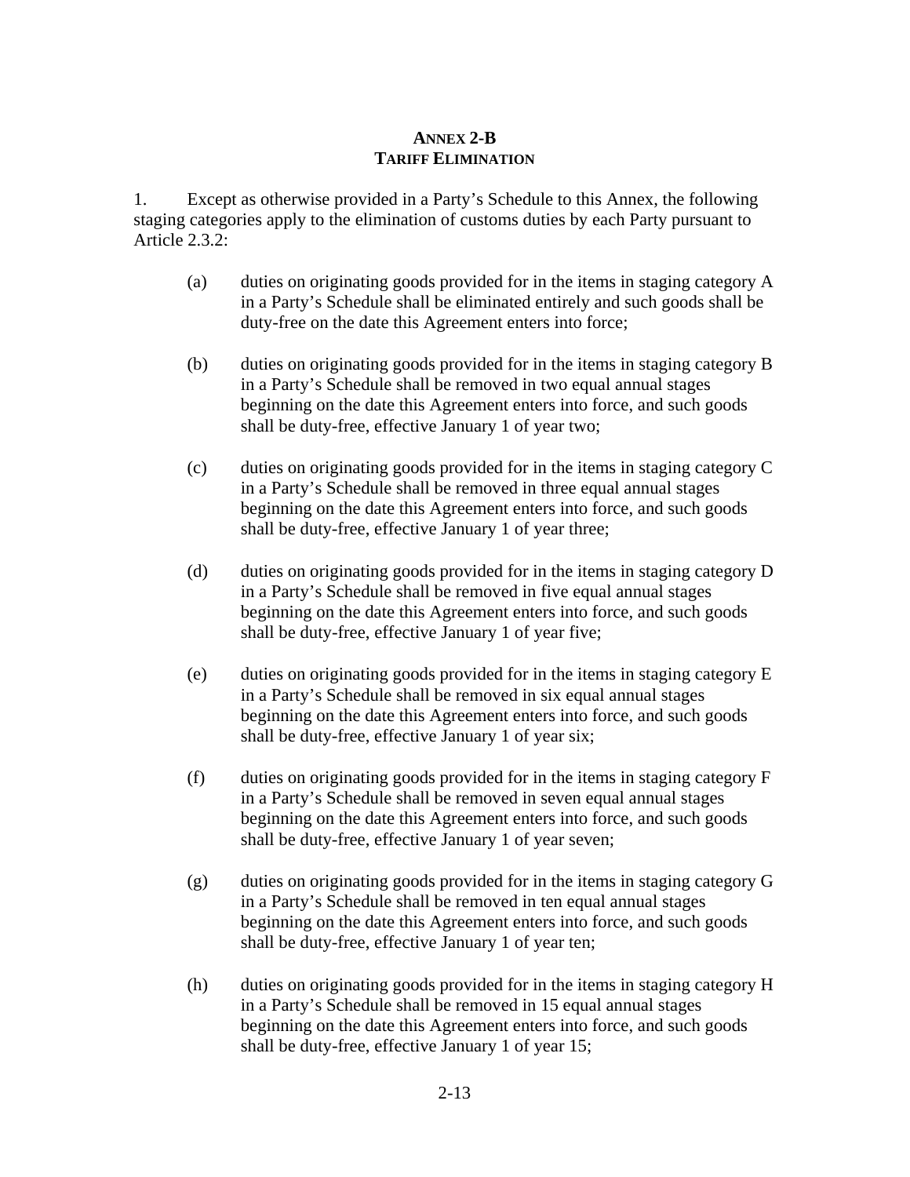## ANNEX 2-B
## TARIFF ELIMINATION

1. Except as otherwise provided in a Party's Schedule to this Annex, the following staging categories apply to the elimination of customs duties by each Party pursuant to Article 2.3.2:

   (a) duties on originating goods provided for in the items in staging category A in a Party's Schedule shall be eliminated entirely and such goods shall be duty-free on the date this Agreement enters into force;

   (b) duties on originating goods provided for in the items in staging category B in a Party's Schedule shall be removed in two equal annual stages beginning on the date this Agreement enters into force, and such goods shall be duty-free, effective January 1 of year two;

   (c) duties on originating goods provided for in the items in staging category C in a Party's Schedule shall be removed in three equal annual stages beginning on the date this Agreement enters into force, and such goods shall be duty-free, effective January 1 of year three;

   (d) duties on originating goods provided for in the items in staging category D in a Party's Schedule shall be removed in five equal annual stages beginning on the date this Agreement enters into force, and such goods shall be duty-free, effective January 1 of year five;

   (e) duties on originating goods provided for in the items in staging category E in a Party's Schedule shall be removed in six equal annual stages beginning on the date this Agreement enters into force, and such goods shall be duty-free, effective January 1 of year six;

   (f) duties on originating goods provided for in the items in staging category F in a Party's Schedule shall be removed in seven equal annual stages beginning on the date this Agreement enters into force, and such goods shall be duty-free, effective January 1 of year seven;

   (g) duties on originating goods provided for in the items in staging category G in a Party's Schedule shall be removed in ten equal annual stages beginning on the date this Agreement enters into force, and such goods shall be duty-free, effective January 1 of year ten;

   (h) duties on originating goods provided for in the items in staging category H in a Party's Schedule shall be removed in 15 equal annual stages beginning on the date this Agreement enters into force, and such goods shall be duty-free, effective January 1 of year 15;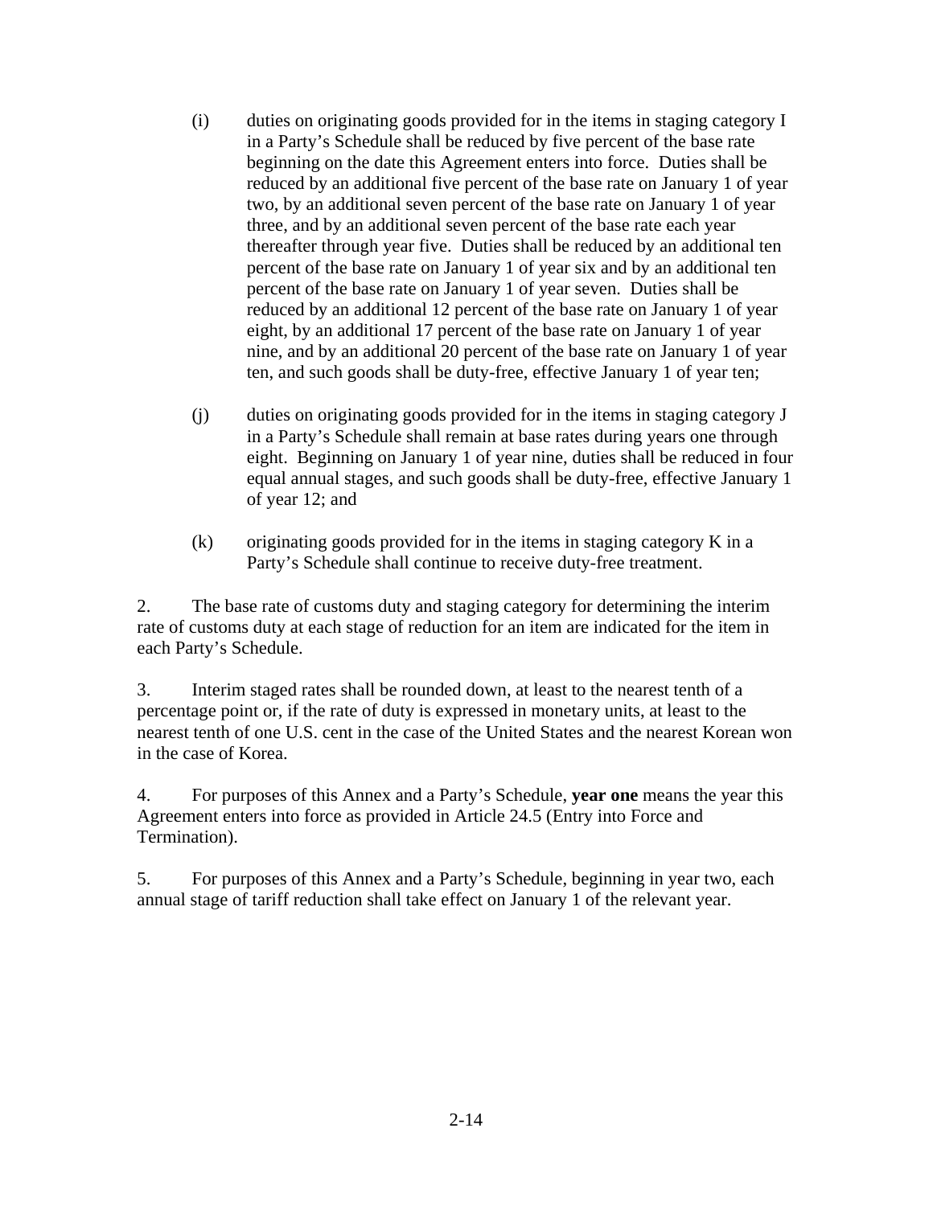(i) duties on originating goods provided for in the items in staging category I in a Party's Schedule shall be reduced by five percent of the base rate beginning on the date this Agreement enters into force. Duties shall be reduced by an additional five percent of the base rate on January 1 of year two, by an additional seven percent of the base rate on January 1 of year three, and by an additional seven percent of the base rate each year thereafter through year five. Duties shall be reduced by an additional ten percent of the base rate on January 1 of year six and by an additional ten percent of the base rate on January 1 of year seven. Duties shall be reduced by an additional 12 percent of the base rate on January 1 of year eight, by an additional 17 percent of the base rate on January 1 of year nine, and by an additional 20 percent of the base rate on January 1 of year ten, and such goods shall be duty-free, effective January 1 of year ten;

(j) duties on originating goods provided for in the items in staging category J in a Party's Schedule shall remain at base rates during years one through eight. Beginning on January 1 of year nine, duties shall be reduced in four equal annual stages, and such goods shall be duty-free, effective January 1 of year 12; and

(k) originating goods provided for in the items in staging category K in a Party's Schedule shall continue to receive duty-free treatment.

2. The base rate of customs duty and staging category for determining the interim rate of customs duty at each stage of reduction for an item are indicated for the item in each Party's Schedule.

3. Interim staged rates shall be rounded down, at least to the nearest tenth of a percentage point or, if the rate of duty is expressed in monetary units, at least to the nearest tenth of one U.S. cent in the case of the United States and the nearest Korean won in the case of Korea.

4. For purposes of this Annex and a Party's Schedule, **year one** means the year this Agreement enters into force as provided in Article 24.5 (Entry into Force and Termination).

5. For purposes of this Annex and a Party's Schedule, beginning in year two, each annual stage of tariff reduction shall take effect on January 1 of the relevant year.